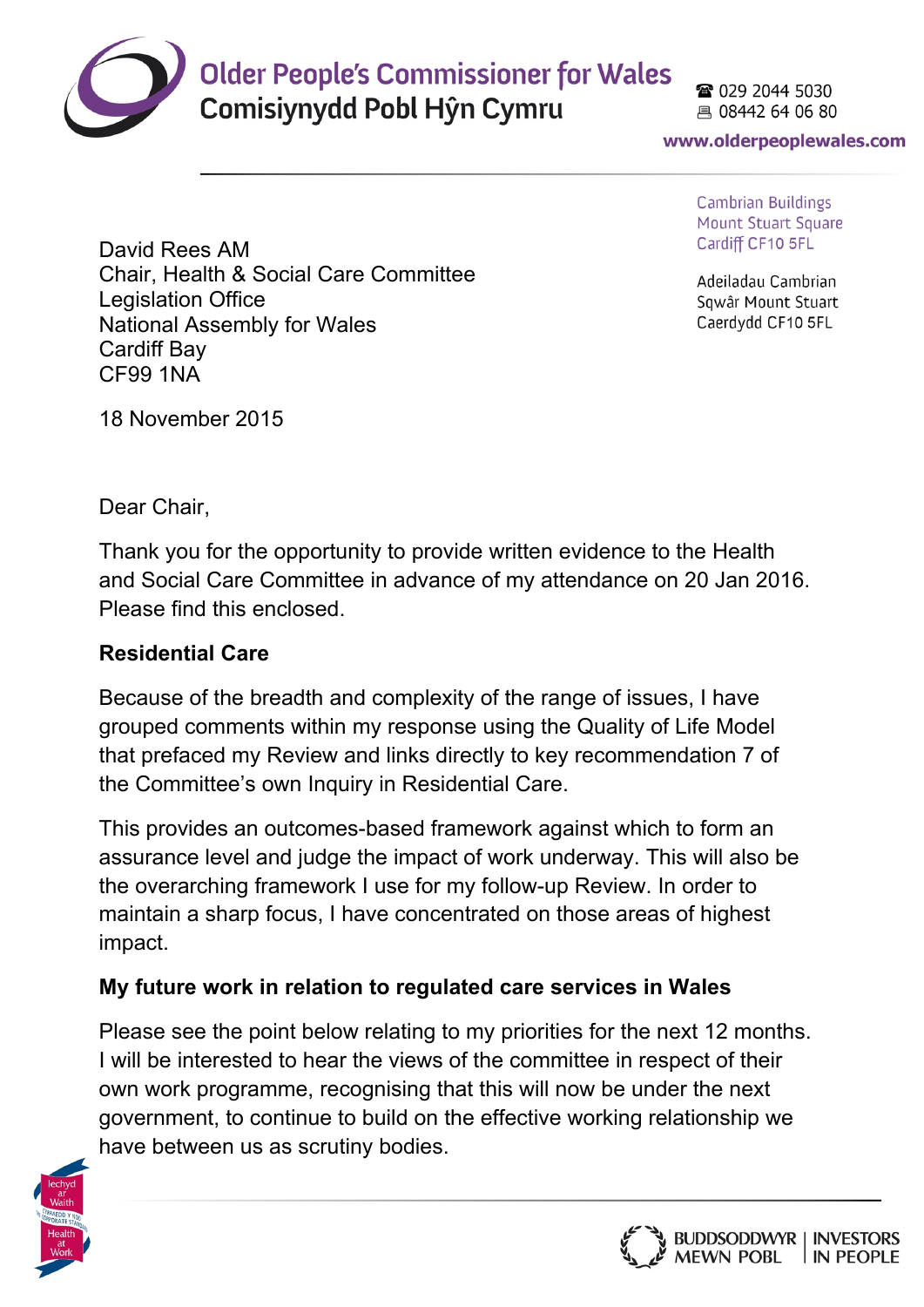Older People's Commissioner for Wales
Comisiynydd Pobl Hŷn Cymru

029 2044 5030
08442 64 06 80
www.olderpeoplewales.com

Cambrian Buildings
Mount Stuart Square
Cardiff CF10 5FL

Adeiladau Cambrian
Sqwâr Mount Stuart
Caerdydd CF10 5FL

David Rees AM
Chair, Health & Social Care Committee
Legislation Office
National Assembly for Wales
Cardiff Bay
CF99 1NA

18 November 2015

Dear Chair,

Thank you for the opportunity to provide written evidence to the Health and Social Care Committee in advance of my attendance on 20 Jan 2016. Please find this enclosed.

**Residential Care**

Because of the breadth and complexity of the range of issues, I have grouped comments within my response using the Quality of Life Model that prefaced my Review and links directly to key recommendation 7 of the Committee's own Inquiry in Residential Care.

This provides an outcomes-based framework against which to form an assurance level and judge the impact of work underway. This will also be the overarching framework I use for my follow-up Review. In order to maintain a sharp focus, I have concentrated on those areas of highest impact.

**My future work in relation to regulated care services in Wales**

Please see the point below relating to my priorities for the next 12 months. I will be interested to hear the views of the committee in respect of their own work programme, recognising that this will now be under the next government, to continue to build on the effective working relationship we have between us as scrutiny bodies.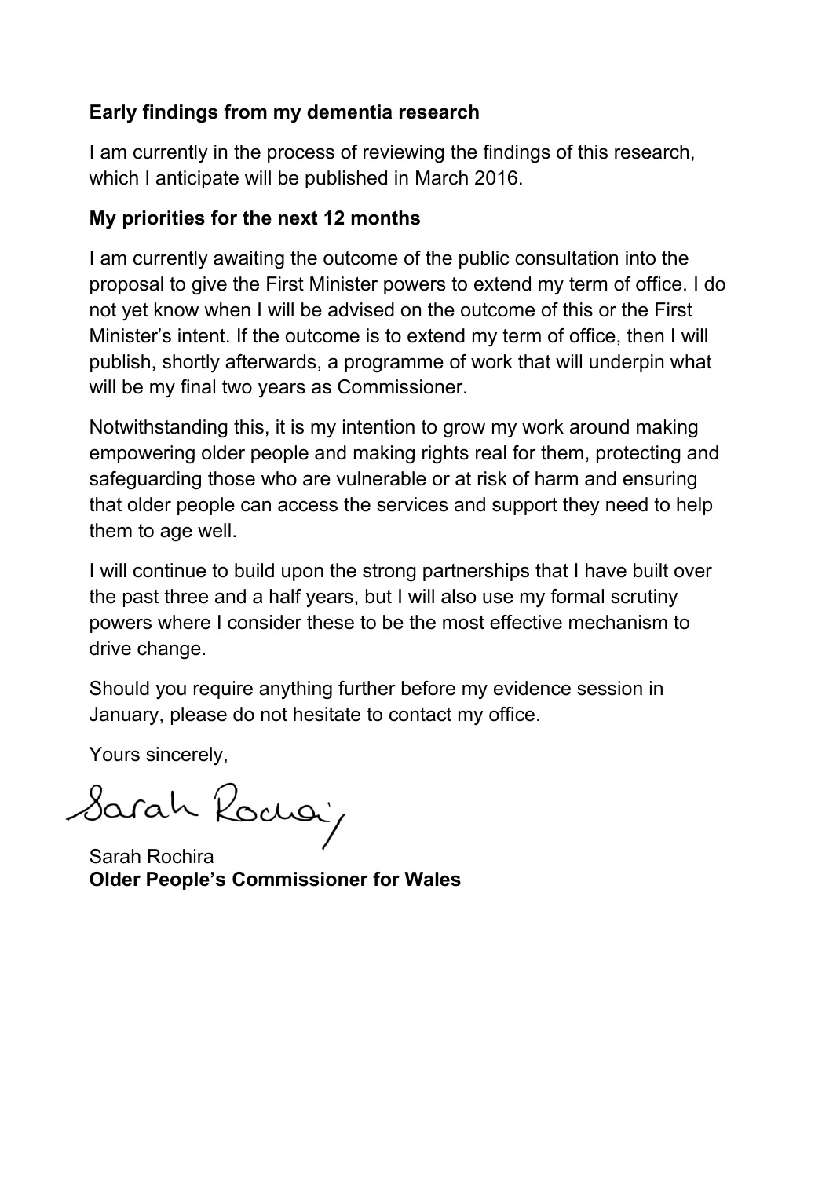**Early findings from my dementia research**

I am currently in the process of reviewing the findings of this research, which I anticipate will be published in March 2016.

**My priorities for the next 12 months**

I am currently awaiting the outcome of the public consultation into the proposal to give the First Minister powers to extend my term of office. I do not yet know when I will be advised on the outcome of this or the First Minister's intent. If the outcome is to extend my term of office, then I will publish, shortly afterwards, a programme of work that will underpin what will be my final two years as Commissioner.

Notwithstanding this, it is my intention to grow my work around making empowering older people and making rights real for them, protecting and safeguarding those who are vulnerable or at risk of harm and ensuring that older people can access the services and support they need to help them to age well.

I will continue to build upon the strong partnerships that I have built over the past three and a half years, but I will also use my formal scrutiny powers where I consider these to be the most effective mechanism to drive change.

Should you require anything further before my evidence session in January, please do not hesitate to contact my office.

Yours sincerely,

Sarah Rochira
**Older People's Commissioner for Wales**